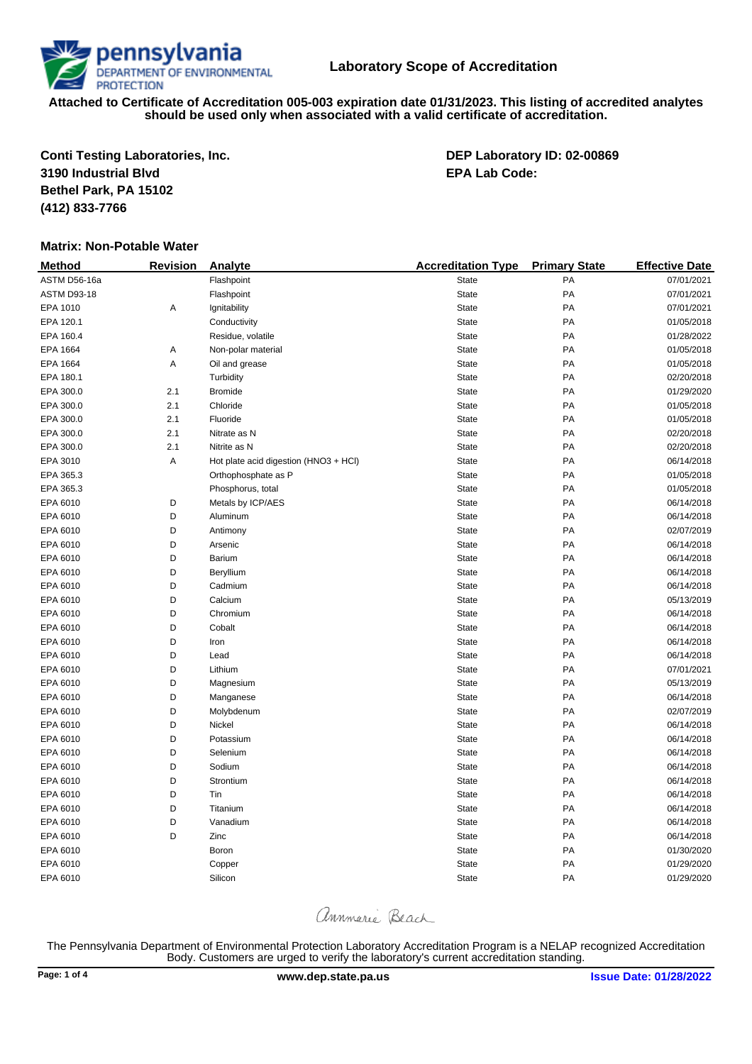# Laboratory Scope of Accreditation

**Attached to Certificate of Accreditation 005-003 expiration date 01/31/2023. This listing of accredited analytes should be used only when associated with a valid certificate of accreditation.**

**Conti Testing Laboratories, Inc.**
**3190 Industrial Blvd**
**Bethel Park, PA 15102**
**(412) 833-7766**

**DEP Laboratory ID: 02-00869**
**EPA Lab Code:**

### Matrix: Non-Potable Water

| Method | Revision | Analyte | Accreditation Type | Primary State | Effective Date |
|---|---|---|---|---|---|
| ASTM D56-16a | | Flashpoint | State | PA | 07/01/2021 |
| ASTM D93-18 | | Flashpoint | State | PA | 07/01/2021 |
| EPA 1010 | A | Ignitability | State | PA | 07/01/2021 |
| EPA 120.1 | | Conductivity | State | PA | 01/05/2018 |
| EPA 160.4 | | Residue, volatile | State | PA | 01/28/2022 |
| EPA 1664 | A | Non-polar material | State | PA | 01/05/2018 |
| EPA 1664 | A | Oil and grease | State | PA | 01/05/2018 |
| EPA 180.1 | | Turbidity | State | PA | 02/20/2018 |
| EPA 300.0 | 2.1 | Bromide | State | PA | 01/29/2020 |
| EPA 300.0 | 2.1 | Chloride | State | PA | 01/05/2018 |
| EPA 300.0 | 2.1 | Fluoride | State | PA | 01/05/2018 |
| EPA 300.0 | 2.1 | Nitrate as N | State | PA | 02/20/2018 |
| EPA 300.0 | 2.1 | Nitrite as N | State | PA | 02/20/2018 |
| EPA 3010 | A | Hot plate acid digestion (HNO3 + HCl) | State | PA | 06/14/2018 |
| EPA 365.3 | | Orthophosphate as P | State | PA | 01/05/2018 |
| EPA 365.3 | | Phosphorus, total | State | PA | 01/05/2018 |
| EPA 6010 | D | Metals by ICP/AES | State | PA | 06/14/2018 |
| EPA 6010 | D | Aluminum | State | PA | 06/14/2018 |
| EPA 6010 | D | Antimony | State | PA | 02/07/2019 |
| EPA 6010 | D | Arsenic | State | PA | 06/14/2018 |
| EPA 6010 | D | Barium | State | PA | 06/14/2018 |
| EPA 6010 | D | Beryllium | State | PA | 06/14/2018 |
| EPA 6010 | D | Cadmium | State | PA | 06/14/2018 |
| EPA 6010 | D | Calcium | State | PA | 05/13/2019 |
| EPA 6010 | D | Chromium | State | PA | 06/14/2018 |
| EPA 6010 | D | Cobalt | State | PA | 06/14/2018 |
| EPA 6010 | D | Iron | State | PA | 06/14/2018 |
| EPA 6010 | D | Lead | State | PA | 06/14/2018 |
| EPA 6010 | D | Lithium | State | PA | 07/01/2021 |
| EPA 6010 | D | Magnesium | State | PA | 05/13/2019 |
| EPA 6010 | D | Manganese | State | PA | 06/14/2018 |
| EPA 6010 | D | Molybdenum | State | PA | 02/07/2019 |
| EPA 6010 | D | Nickel | State | PA | 06/14/2018 |
| EPA 6010 | D | Potassium | State | PA | 06/14/2018 |
| EPA 6010 | D | Selenium | State | PA | 06/14/2018 |
| EPA 6010 | D | Sodium | State | PA | 06/14/2018 |
| EPA 6010 | D | Strontium | State | PA | 06/14/2018 |
| EPA 6010 | D | Tin | State | PA | 06/14/2018 |
| EPA 6010 | D | Titanium | State | PA | 06/14/2018 |
| EPA 6010 | D | Vanadium | State | PA | 06/14/2018 |
| EPA 6010 | D | Zinc | State | PA | 06/14/2018 |
| EPA 6010 | | Boron | State | PA | 01/30/2020 |
| EPA 6010 | | Copper | State | PA | 01/29/2020 |
| EPA 6010 | | Silicon | State | PA | 01/29/2020 |

Annmarie Beach

The Pennsylvania Department of Environmental Protection Laboratory Accreditation Program is a NELAP recognized Accreditation Body. Customers are urged to verify the laboratory's current accreditation standing.

www.dep.state.pa.us

Issue Date: 01/28/2022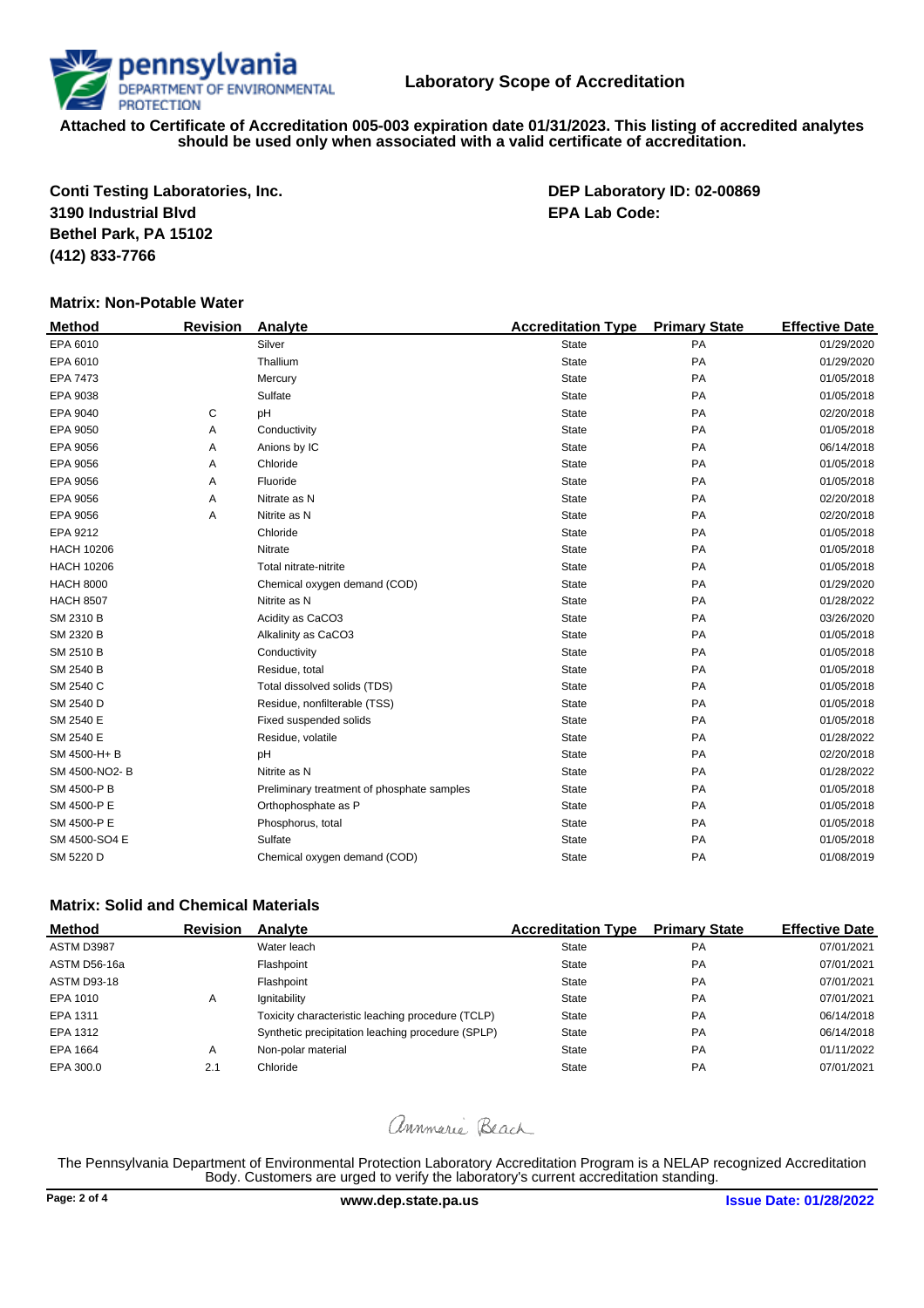# Laboratory Scope of Accreditation

**Attached to Certificate of Accreditation 005-003 expiration date 01/31/2023. This listing of accredited analytes should be used only when associated with a valid certificate of accreditation.**

**Conti Testing Laboratories, Inc.**
**3190 Industrial Blvd**
**Bethel Park, PA 15102**
**(412) 833-7766**

**DEP Laboratory ID: 02-00869**
**EPA Lab Code:**

### Matrix: Non-Potable Water

| Method | Revision | Analyte | Accreditation Type | Primary State | Effective Date |
|---|---|---|---|---|---|
| EPA 6010 | | Silver | State | PA | 01/29/2020 |
| EPA 6010 | | Thallium | State | PA | 01/29/2020 |
| EPA 7473 | | Mercury | State | PA | 01/05/2018 |
| EPA 9038 | | Sulfate | State | PA | 01/05/2018 |
| EPA 9040 | C | pH | State | PA | 02/20/2018 |
| EPA 9050 | A | Conductivity | State | PA | 01/05/2018 |
| EPA 9056 | A | Anions by IC | State | PA | 06/14/2018 |
| EPA 9056 | A | Chloride | State | PA | 01/05/2018 |
| EPA 9056 | A | Fluoride | State | PA | 01/05/2018 |
| EPA 9056 | A | Nitrate as N | State | PA | 02/20/2018 |
| EPA 9056 | A | Nitrite as N | State | PA | 02/20/2018 |
| EPA 9212 | | Chloride | State | PA | 01/05/2018 |
| HACH 10206 | | Nitrate | State | PA | 01/05/2018 |
| HACH 10206 | | Total nitrate-nitrite | State | PA | 01/05/2018 |
| HACH 8000 | | Chemical oxygen demand (COD) | State | PA | 01/29/2020 |
| HACH 8507 | | Nitrite as N | State | PA | 01/28/2022 |
| SM 2310 B | | Acidity as CaCO3 | State | PA | 03/26/2020 |
| SM 2320 B | | Alkalinity as CaCO3 | State | PA | 01/05/2018 |
| SM 2510 B | | Conductivity | State | PA | 01/05/2018 |
| SM 2540 B | | Residue, total | State | PA | 01/05/2018 |
| SM 2540 C | | Total dissolved solids (TDS) | State | PA | 01/05/2018 |
| SM 2540 D | | Residue, nonfilterable (TSS) | State | PA | 01/05/2018 |
| SM 2540 E | | Fixed suspended solids | State | PA | 01/05/2018 |
| SM 2540 E | | Residue, volatile | State | PA | 01/28/2022 |
| SM 4500-H+ B | | pH | State | PA | 02/20/2018 |
| SM 4500-NO2- B | | Nitrite as N | State | PA | 01/28/2022 |
| SM 4500-P B | | Preliminary treatment of phosphate samples | State | PA | 01/05/2018 |
| SM 4500-P E | | Orthophosphate as P | State | PA | 01/05/2018 |
| SM 4500-P E | | Phosphorus, total | State | PA | 01/05/2018 |
| SM 4500-SO4 E | | Sulfate | State | PA | 01/05/2018 |
| SM 5220 D | | Chemical oxygen demand (COD) | State | PA | 01/08/2019 |

### Matrix: Solid and Chemical Materials

| Method | Revision | Analyte | Accreditation Type | Primary State | Effective Date |
|---|---|---|---|---|---|
| ASTM D3987 | | Water leach | State | PA | 07/01/2021 |
| ASTM D56-16a | | Flashpoint | State | PA | 07/01/2021 |
| ASTM D93-18 | | Flashpoint | State | PA | 07/01/2021 |
| EPA 1010 | A | Ignitability | State | PA | 07/01/2021 |
| EPA 1311 | | Toxicity characteristic leaching procedure (TCLP) | State | PA | 06/14/2018 |
| EPA 1312 | | Synthetic precipitation leaching procedure (SPLP) | State | PA | 06/14/2018 |
| EPA 1664 | A | Non-polar material | State | PA | 01/11/2022 |
| EPA 300.0 | 2.1 | Chloride | State | PA | 07/01/2021 |

Annmarie Beach

The Pennsylvania Department of Environmental Protection Laboratory Accreditation Program is a NELAP recognized Accreditation Body. Customers are urged to verify the laboratory's current accreditation standing.

www.dep.state.pa.us

Issue Date: 01/28/2022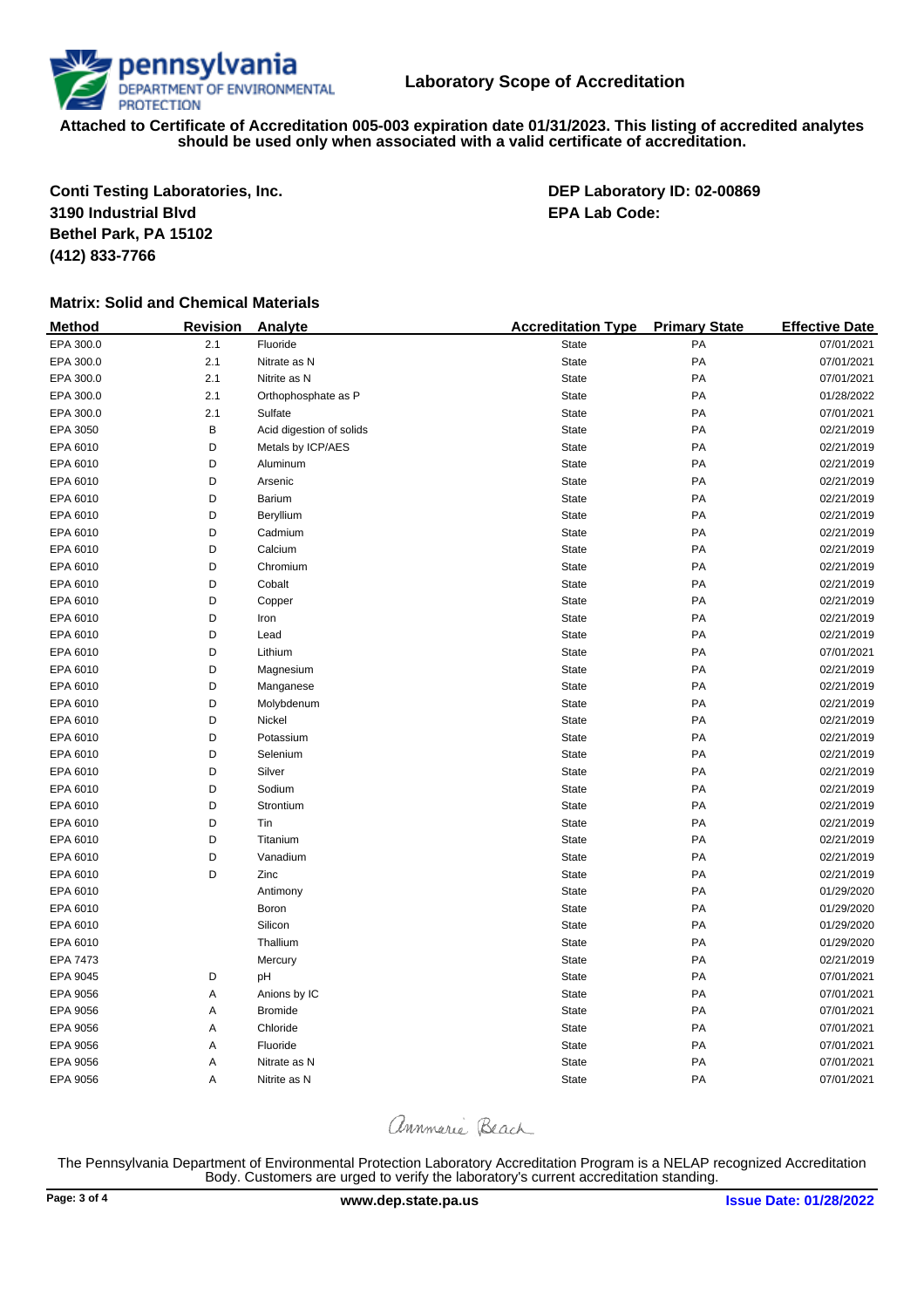**Laboratory Scope of Accreditation**

**Attached to Certificate of Accreditation 005-003 expiration date 01/31/2023. This listing of accredited analytes should be used only when associated with a valid certificate of accreditation.**

**Conti Testing Laboratories, Inc.**
**3190 Industrial Blvd**
**Bethel Park, PA 15102**
**(412) 833-7766**

**DEP Laboratory ID: 02-00869**
**EPA Lab Code:**

### Matrix: Solid and Chemical Materials

| Method | Revision | Analyte | Accreditation Type | Primary State | Effective Date |
|---|---|---|---|---|---|
| EPA 300.0 | 2.1 | Fluoride | State | PA | 07/01/2021 |
| EPA 300.0 | 2.1 | Nitrate as N | State | PA | 07/01/2021 |
| EPA 300.0 | 2.1 | Nitrite as N | State | PA | 07/01/2021 |
| EPA 300.0 | 2.1 | Orthophosphate as P | State | PA | 01/28/2022 |
| EPA 300.0 | 2.1 | Sulfate | State | PA | 07/01/2021 |
| EPA 3050 | B | Acid digestion of solids | State | PA | 02/21/2019 |
| EPA 6010 | D | Metals by ICP/AES | State | PA | 02/21/2019 |
| EPA 6010 | D | Aluminum | State | PA | 02/21/2019 |
| EPA 6010 | D | Arsenic | State | PA | 02/21/2019 |
| EPA 6010 | D | Barium | State | PA | 02/21/2019 |
| EPA 6010 | D | Beryllium | State | PA | 02/21/2019 |
| EPA 6010 | D | Cadmium | State | PA | 02/21/2019 |
| EPA 6010 | D | Calcium | State | PA | 02/21/2019 |
| EPA 6010 | D | Chromium | State | PA | 02/21/2019 |
| EPA 6010 | D | Cobalt | State | PA | 02/21/2019 |
| EPA 6010 | D | Copper | State | PA | 02/21/2019 |
| EPA 6010 | D | Iron | State | PA | 02/21/2019 |
| EPA 6010 | D | Lead | State | PA | 02/21/2019 |
| EPA 6010 | D | Lithium | State | PA | 07/01/2021 |
| EPA 6010 | D | Magnesium | State | PA | 02/21/2019 |
| EPA 6010 | D | Manganese | State | PA | 02/21/2019 |
| EPA 6010 | D | Molybdenum | State | PA | 02/21/2019 |
| EPA 6010 | D | Nickel | State | PA | 02/21/2019 |
| EPA 6010 | D | Potassium | State | PA | 02/21/2019 |
| EPA 6010 | D | Selenium | State | PA | 02/21/2019 |
| EPA 6010 | D | Silver | State | PA | 02/21/2019 |
| EPA 6010 | D | Sodium | State | PA | 02/21/2019 |
| EPA 6010 | D | Strontium | State | PA | 02/21/2019 |
| EPA 6010 | D | Tin | State | PA | 02/21/2019 |
| EPA 6010 | D | Titanium | State | PA | 02/21/2019 |
| EPA 6010 | D | Vanadium | State | PA | 02/21/2019 |
| EPA 6010 | D | Zinc | State | PA | 02/21/2019 |
| EPA 6010 | | Antimony | State | PA | 01/29/2020 |
| EPA 6010 | | Boron | State | PA | 01/29/2020 |
| EPA 6010 | | Silicon | State | PA | 01/29/2020 |
| EPA 6010 | | Thallium | State | PA | 01/29/2020 |
| EPA 7473 | | Mercury | State | PA | 02/21/2019 |
| EPA 9045 | D | pH | State | PA | 07/01/2021 |
| EPA 9056 | A | Anions by IC | State | PA | 07/01/2021 |
| EPA 9056 | A | Bromide | State | PA | 07/01/2021 |
| EPA 9056 | A | Chloride | State | PA | 07/01/2021 |
| EPA 9056 | A | Fluoride | State | PA | 07/01/2021 |
| EPA 9056 | A | Nitrate as N | State | PA | 07/01/2021 |
| EPA 9056 | A | Nitrite as N | State | PA | 07/01/2021 |

*Annmarie Beach*

The Pennsylvania Department of Environmental Protection Laboratory Accreditation Program is a NELAP recognized Accreditation Body. Customers are urged to verify the laboratory's current accreditation standing.

www.dep.state.pa.us

**Issue Date: 01/28/2022**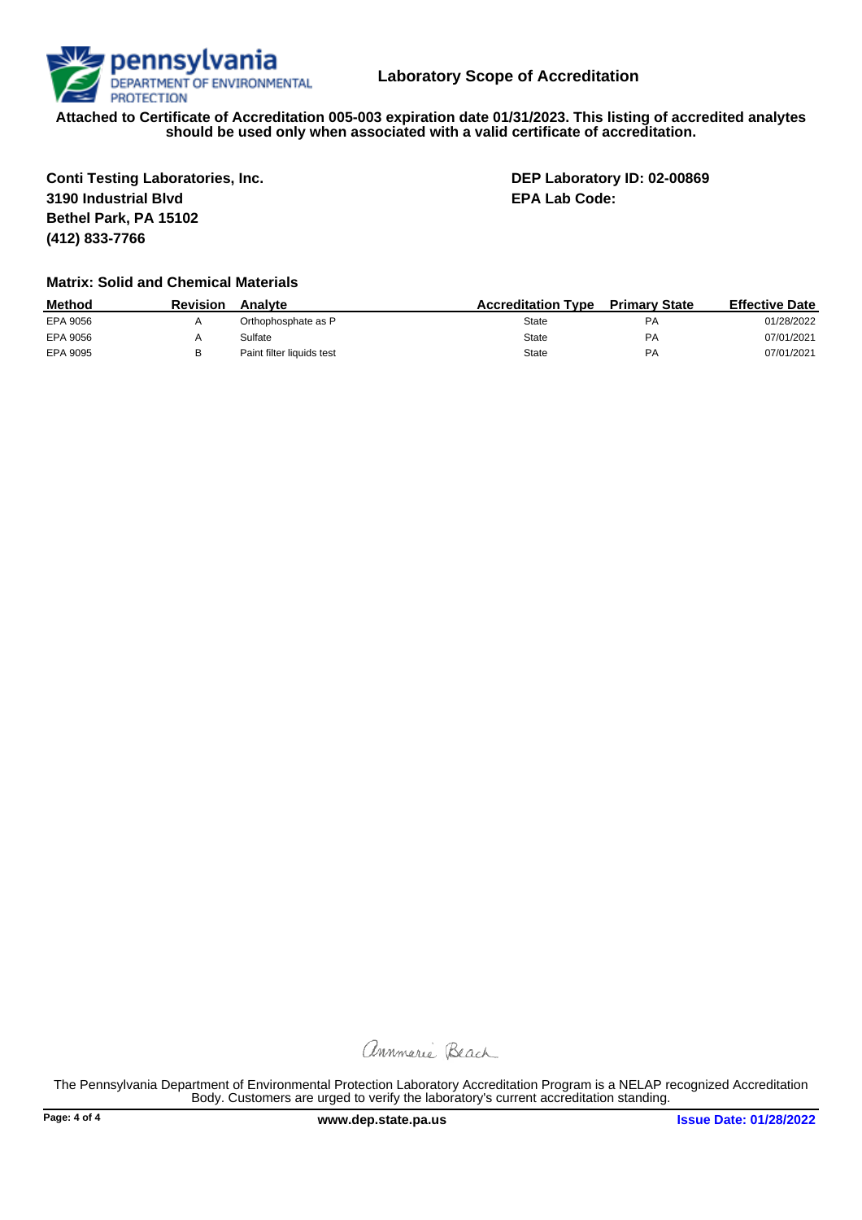Laboratory Scope of Accreditation

**Attached to Certificate of Accreditation 005-003 expiration date 01/31/2023. This listing of accredited analytes should be used only when associated with a valid certificate of accreditation.**

**Conti Testing Laboratories, Inc.**
**3190 Industrial Blvd**
**Bethel Park, PA 15102**
**(412) 833-7766**

**DEP Laboratory ID: 02-00869**
**EPA Lab Code:**

### Matrix: Solid and Chemical Materials

| Method | Revision | Analyte | Accreditation Type | Primary State | Effective Date |
|---|---|---|---|---|---|
| EPA 9056 | A | Orthophosphate as P | State | PA | 01/28/2022 |
| EPA 9056 | A | Sulfate | State | PA | 07/01/2021 |
| EPA 9095 | B | Paint filter liquids test | State | PA | 07/01/2021 |

Annmarie Beach

The Pennsylvania Department of Environmental Protection Laboratory Accreditation Program is a NELAP recognized Accreditation Body. Customers are urged to verify the laboratory's current accreditation standing.

www.dep.state.pa.us

Issue Date: 01/28/2022